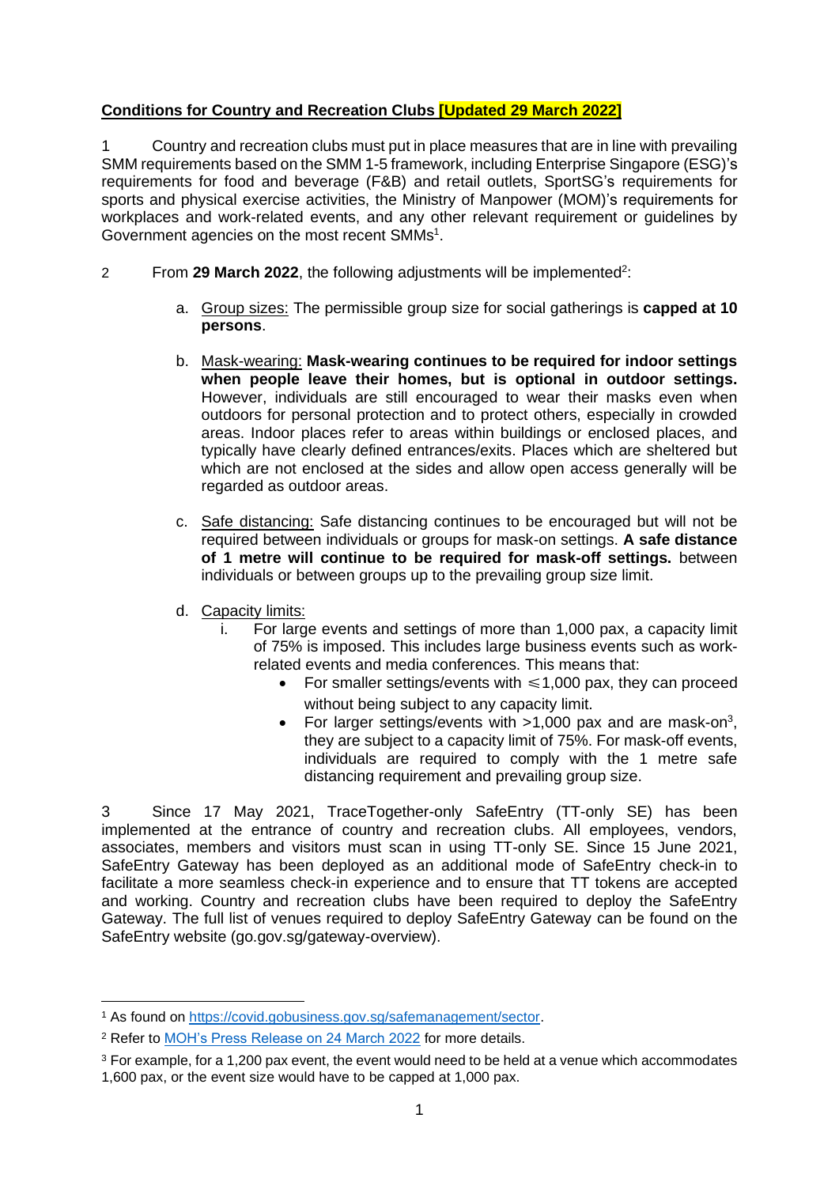**Conditions for Country and Recreation Clubs [Updated 29 March 2022]**

1 Country and recreation clubs must put in place measures that are in line with prevailing SMM requirements based on the SMM 1-5 framework, including Enterprise Singapore (ESG)'s requirements for food and beverage (F&B) and retail outlets, SportSG's requirements for sports and physical exercise activities, the Ministry of Manpower (MOM)'s requirements for workplaces and work-related events, and any other relevant requirement or guidelines by Government agencies on the most recent SMMs[1].

2 From **29 March 2022**, the following adjustments will be implemented[2]:

a. Group sizes: The permissible group size for social gatherings is **capped at 10 persons**.

b. Mask-wearing: **Mask-wearing continues to be required for indoor settings when people leave their homes, but is optional in outdoor settings.** However, individuals are still encouraged to wear their masks even when outdoors for personal protection and to protect others, especially in crowded areas. Indoor places refer to areas within buildings or enclosed places, and typically have clearly defined entrances/exits. Places which are sheltered but which are not enclosed at the sides and allow open access generally will be regarded as outdoor areas.

c. Safe distancing: Safe distancing continues to be encouraged but will not be required between individuals or groups for mask-on settings. **A safe distance of 1 metre will continue to be required for mask-off settings.** between individuals or between groups up to the prevailing group size limit.

d. Capacity limits:

   i. For large events and settings of more than 1,000 pax, a capacity limit of 75% is imposed. This includes large business events such as work-related events and media conferences. This means that:

   - For smaller settings/events with ≤1,000 pax, they can proceed without being subject to any capacity limit.
   - For larger settings/events with >1,000 pax and are mask-on[3], they are subject to a capacity limit of 75%. For mask-off events, individuals are required to comply with the 1 metre safe distancing requirement and prevailing group size.

3 Since 17 May 2021, TraceTogether-only SafeEntry (TT-only SE) has been implemented at the entrance of country and recreation clubs. All employees, vendors, associates, members and visitors must scan in using TT-only SE. Since 15 June 2021, SafeEntry Gateway has been deployed as an additional mode of SafeEntry check-in to facilitate a more seamless check-in experience and to ensure that TT tokens are accepted and working. Country and recreation clubs have been required to deploy the SafeEntry Gateway. The full list of venues required to deploy SafeEntry Gateway can be found on the SafeEntry website (go.gov.sg/gateway-overview).

---

[1] As found on https://covid.gobusiness.gov.sg/safemanagement/sector.

[2] Refer to MOH's Press Release on 24 March 2022 for more details.

[3] For example, for a 1,200 pax event, the event would need to be held at a venue which accommodates 1,600 pax, or the event size would have to be capped at 1,000 pax.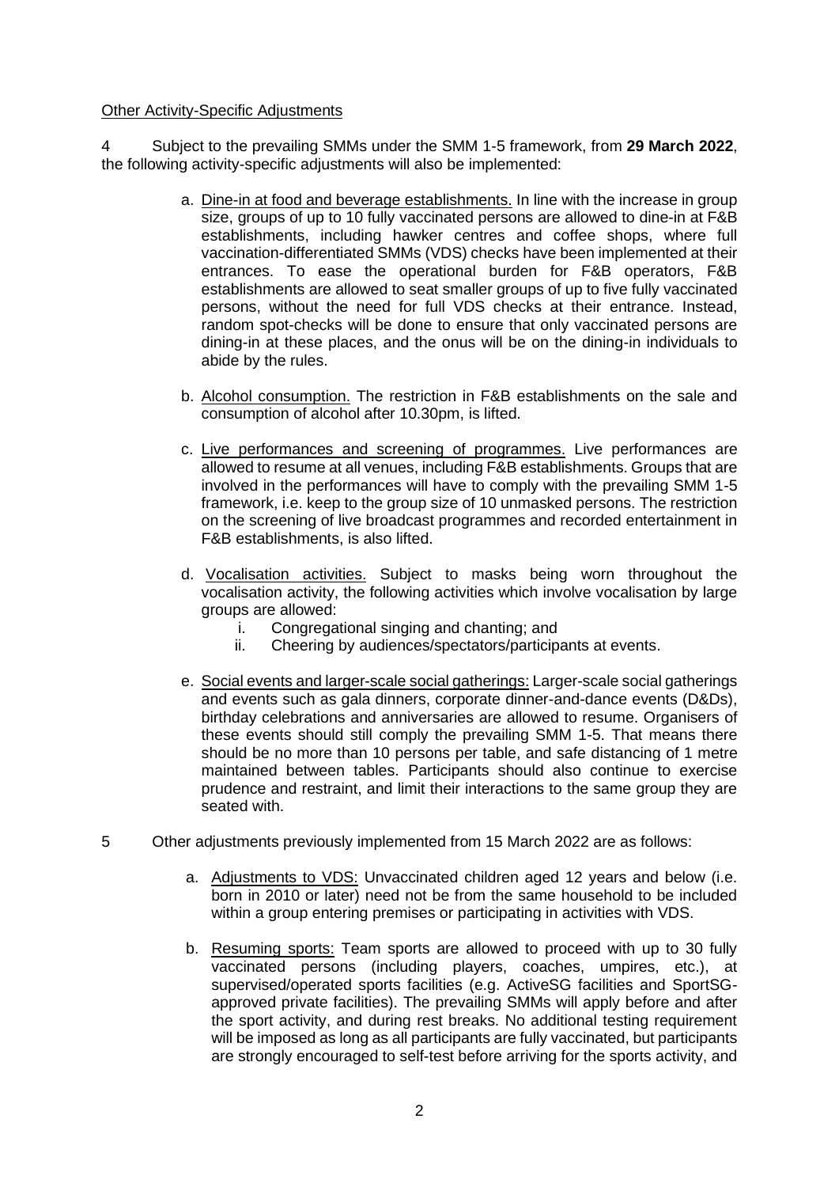Other Activity-Specific Adjustments

4 Subject to the prevailing SMMs under the SMM 1-5 framework, from **29 March 2022**, the following activity-specific adjustments will also be implemented:

a. Dine-in at food and beverage establishments. In line with the increase in group size, groups of up to 10 fully vaccinated persons are allowed to dine-in at F&B establishments, including hawker centres and coffee shops, where full vaccination-differentiated SMMs (VDS) checks have been implemented at their entrances. To ease the operational burden for F&B operators, F&B establishments are allowed to seat smaller groups of up to five fully vaccinated persons, without the need for full VDS checks at their entrance. Instead, random spot-checks will be done to ensure that only vaccinated persons are dining-in at these places, and the onus will be on the dining-in individuals to abide by the rules.

b. Alcohol consumption. The restriction in F&B establishments on the sale and consumption of alcohol after 10.30pm, is lifted.

c. Live performances and screening of programmes. Live performances are allowed to resume at all venues, including F&B establishments. Groups that are involved in the performances will have to comply with the prevailing SMM 1-5 framework, i.e. keep to the group size of 10 unmasked persons. The restriction on the screening of live broadcast programmes and recorded entertainment in F&B establishments, is also lifted.

d. Vocalisation activities. Subject to masks being worn throughout the vocalisation activity, the following activities which involve vocalisation by large groups are allowed:
   i. Congregational singing and chanting; and
   ii. Cheering by audiences/spectators/participants at events.

e. Social events and larger-scale social gatherings: Larger-scale social gatherings and events such as gala dinners, corporate dinner-and-dance events (D&Ds), birthday celebrations and anniversaries are allowed to resume. Organisers of these events should still comply the prevailing SMM 1-5. That means there should be no more than 10 persons per table, and safe distancing of 1 metre maintained between tables. Participants should also continue to exercise prudence and restraint, and limit their interactions to the same group they are seated with.

5 Other adjustments previously implemented from 15 March 2022 are as follows:

a. Adjustments to VDS: Unvaccinated children aged 12 years and below (i.e. born in 2010 or later) need not be from the same household to be included within a group entering premises or participating in activities with VDS.

b. Resuming sports: Team sports are allowed to proceed with up to 30 fully vaccinated persons (including players, coaches, umpires, etc.), at supervised/operated sports facilities (e.g. ActiveSG facilities and SportSG-approved private facilities). The prevailing SMMs will apply before and after the sport activity, and during rest breaks. No additional testing requirement will be imposed as long as all participants are fully vaccinated, but participants are strongly encouraged to self-test before arriving for the sports activity, and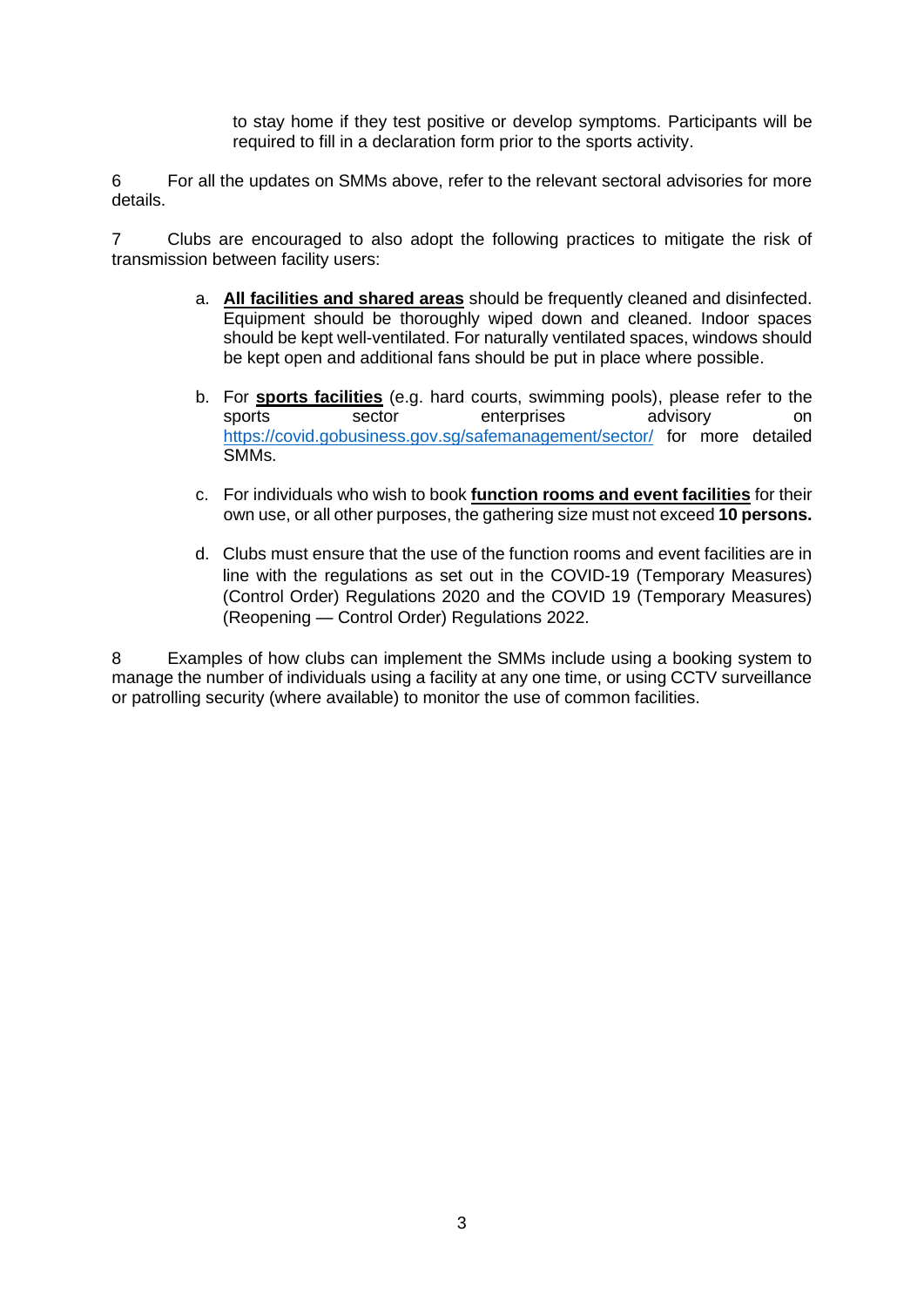to stay home if they test positive or develop symptoms. Participants will be required to fill in a declaration form prior to the sports activity.

6 For all the updates on SMMs above, refer to the relevant sectoral advisories for more details.

7 Clubs are encouraged to also adopt the following practices to mitigate the risk of transmission between facility users:

a. **All facilities and shared areas** should be frequently cleaned and disinfected. Equipment should be thoroughly wiped down and cleaned. Indoor spaces should be kept well-ventilated. For naturally ventilated spaces, windows should be kept open and additional fans should be put in place where possible.

b. For **sports facilities** (e.g. hard courts, swimming pools), please refer to the sports sector enterprises advisory on https://covid.gobusiness.gov.sg/safemanagement/sector/ for more detailed SMMs.

c. For individuals who wish to book **function rooms and event facilities** for their own use, or all other purposes, the gathering size must not exceed **10 persons.**

d. Clubs must ensure that the use of the function rooms and event facilities are in line with the regulations as set out in the COVID-19 (Temporary Measures) (Control Order) Regulations 2020 and the COVID 19 (Temporary Measures) (Reopening — Control Order) Regulations 2022.

8 Examples of how clubs can implement the SMMs include using a booking system to manage the number of individuals using a facility at any one time, or using CCTV surveillance or patrolling security (where available) to monitor the use of common facilities.